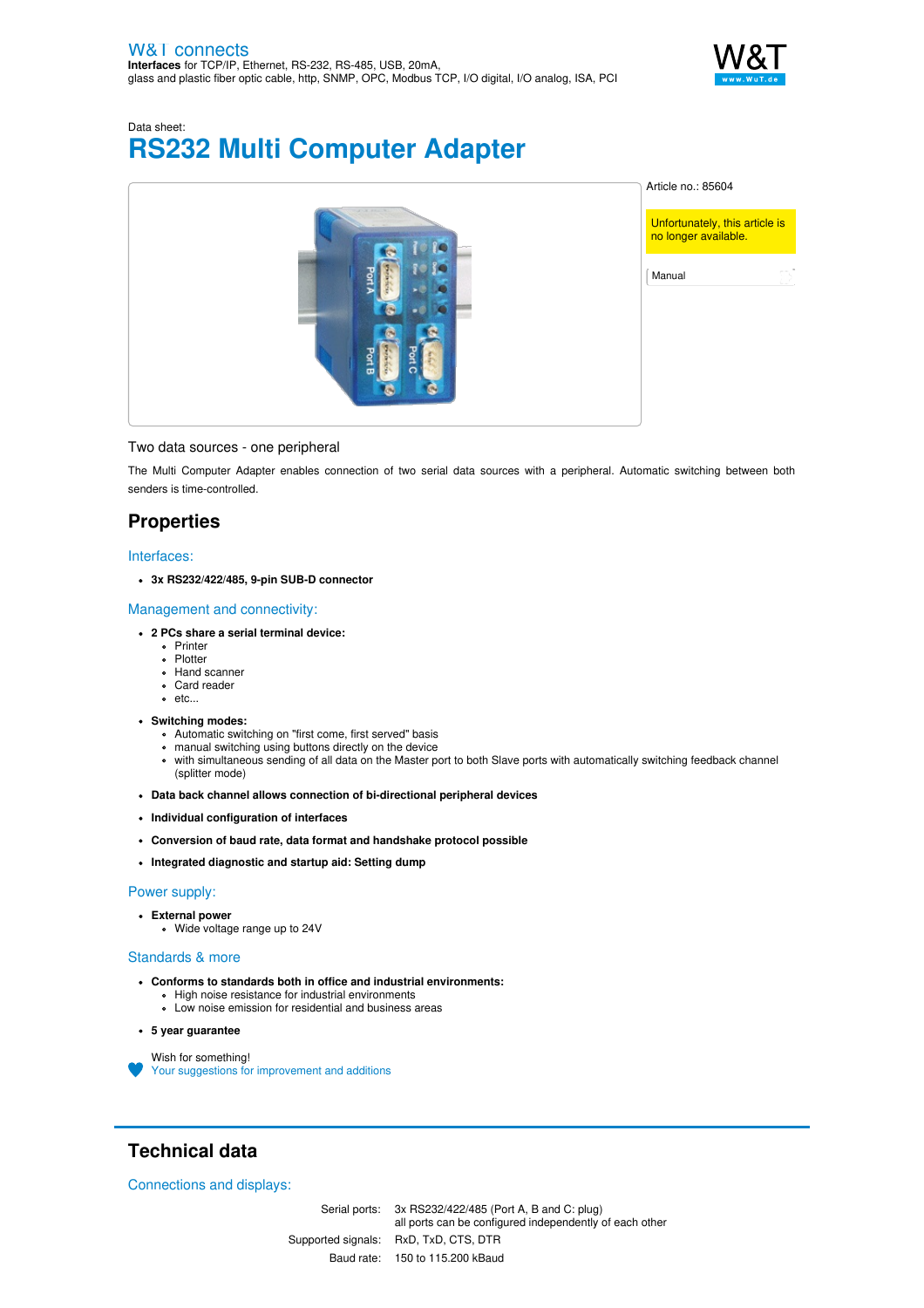W&T connects
**Interfaces** for TCP/IP, Ethernet, RS-232, RS-485, USB, 20mA, glass and plastic fiber optic cable, http, SNMP, OPC, Modbus TCP, I/O digital, I/O analog, ISA, PCI

Data sheet:

# RS232 Multi Computer Adapter

Article no.: 85604

Unfortunately, this article is no longer available.

Manual

Two data sources - one peripheral

The Multi Computer Adapter enables connection of two serial data sources with a peripheral. Automatic switching between both senders is time-controlled.

## Properties

### Interfaces:

- **3x RS232/422/485, 9-pin SUB-D connector**

### Management and connectivity:

- **2 PCs share a serial terminal device:**
  - Printer
  - Plotter
  - Hand scanner
  - Card reader
  - etc...
- **Switching modes:**
  - Automatic switching on "first come, first served" basis
  - manual switching using buttons directly on the device
  - with simultaneous sending of all data on the Master port to both Slave ports with automatically switching feedback channel (splitter mode)
- **Data back channel allows connection of bi-directional peripheral devices**
- **Individual configuration of interfaces**
- **Conversion of baud rate, data format and handshake protocol possible**
- **Integrated diagnostic and startup aid: Setting dump**

### Power supply:

- **External power**
  - Wide voltage range up to 24V

### Standards & more

- **Conforms to standards both in office and industrial environments:**
  - High noise resistance for industrial environments
  - Low noise emission for residential and business areas
- **5 year guarantee**

Wish for something!
Your suggestions for improvement and additions

## Technical data

### Connections and displays:

| | |
|---|---|
| Serial ports: | 3x RS232/422/485 (Port A, B and C: plug)<br>all ports can be configured independently of each other |
| Supported signals: | RxD, TxD, CTS, DTR |
| Baud rate: | 150 to 115.200 kBaud |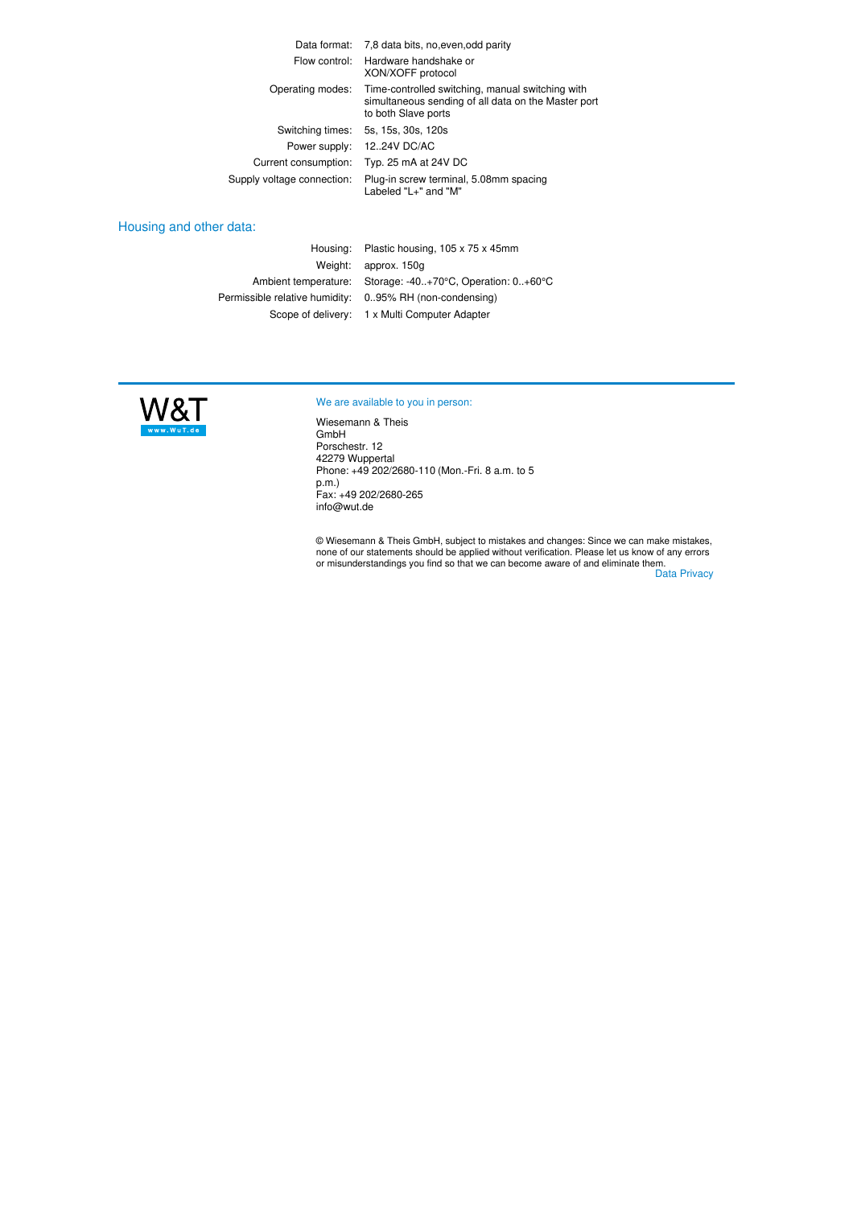| | |
|---|---|
| Data format: | 7,8 data bits, no,even,odd parity |
| Flow control: | Hardware handshake or XON/XOFF protocol |
| Operating modes: | Time-controlled switching, manual switching with simultaneous sending of all data on the Master port to both Slave ports |
| Switching times: | 5s, 15s, 30s, 120s |
| Power supply: | 12..24V DC/AC |
| Current consumption: | Typ. 25 mA at 24V DC |
| Supply voltage connection: | Plug-in screw terminal, 5.08mm spacing Labeled "L+" and "M" |

## Housing and other data:

| | |
|---|---|
| Housing: | Plastic housing, 105 x 75 x 45mm |
| Weight: | approx. 150g |
| Ambient temperature: | Storage: -40..+70°C, Operation: 0..+60°C |
| Permissible relative humidity: | 0..95% RH (non-condensing) |
| Scope of delivery: | 1 x Multi Computer Adapter |

---

W&T
www.WuT.de

We are available to you in person:

Wiesemann & Theis GmbH
Porschestr. 12
42279 Wuppertal
Phone: +49 202/2680-110 (Mon.-Fri. 8 a.m. to 5 p.m.)
Fax: +49 202/2680-265
info@wut.de

© Wiesemann & Theis GmbH, subject to mistakes and changes: Since we can make mistakes, none of our statements should be applied without verification. Please let us know of any errors or misunderstandings you find so that we can become aware of and eliminate them.

Data Privacy